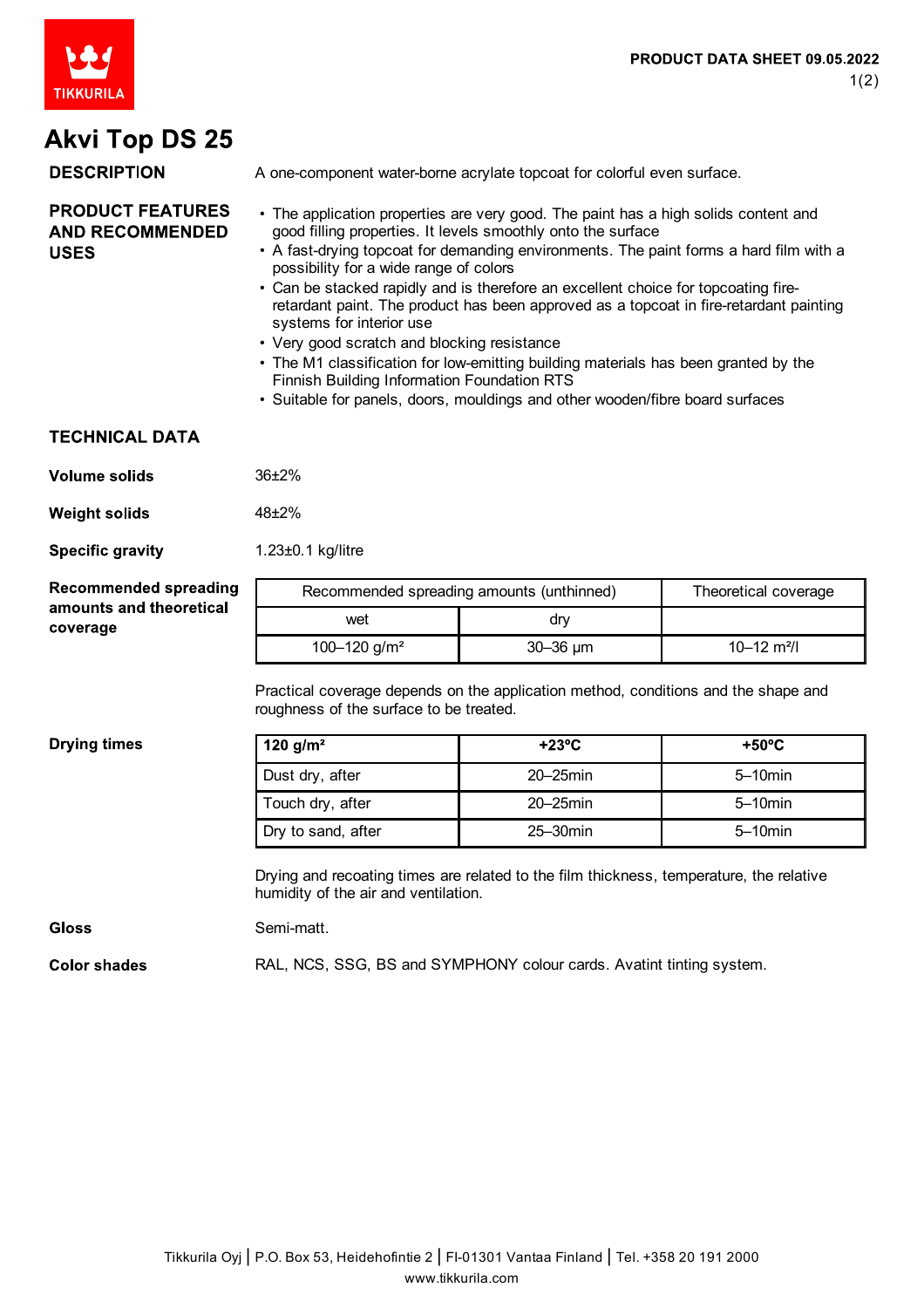# Akvi Top DS 25

PRODUCT DATA SHEET 09.05.2022

## DESCRIPTION

A one-component water-borne acrylate topcoat for colorful even surface.

## PRODUCT FEATURES AND RECOMMENDED USES

- The application properties are very good. The paint has a high solids content and good filling properties. It levels smoothly onto the surface
- A fast-drying topcoat for demanding environments. The paint forms a hard film with a possibility for a wide range of colors
- Can be stacked rapidly and is therefore an excellent choice for topcoating fire-retardant paint. The product has been approved as a topcoat in fire-retardant painting systems for interior use
- Very good scratch and blocking resistance
- The M1 classification for low-emitting building materials has been granted by the Finnish Building Information Foundation RTS
- Suitable for panels, doors, mouldings and other wooden/fibre board surfaces

## TECHNICAL DATA

**Volume solids**

36±2%

**Weight solids**

48±2%

**Specific gravity**

1.23±0.1 kg/litre

**Recommended spreading amounts and theoretical coverage**

| Recommended spreading amounts (unthinned) | | Theoretical coverage |
|---|---|---|
| wet | dry | |
| 100–120 g/m² | 30–36 µm | 10–12 m²/l |

Practical coverage depends on the application method, conditions and the shape and roughness of the surface to be treated.

**Drying times**

| 120 g/m² | +23°C | +50°C |
|---|---|---|
| Dust dry, after | 20–25min | 5–10min |
| Touch dry, after | 20–25min | 5–10min |
| Dry to sand, after | 25–30min | 5–10min |

Drying and recoating times are related to the film thickness, temperature, the relative humidity of the air and ventilation.

**Gloss**

Semi-matt.

**Color shades**

RAL, NCS, SSG, BS and SYMPHONY colour cards. Avatint tinting system.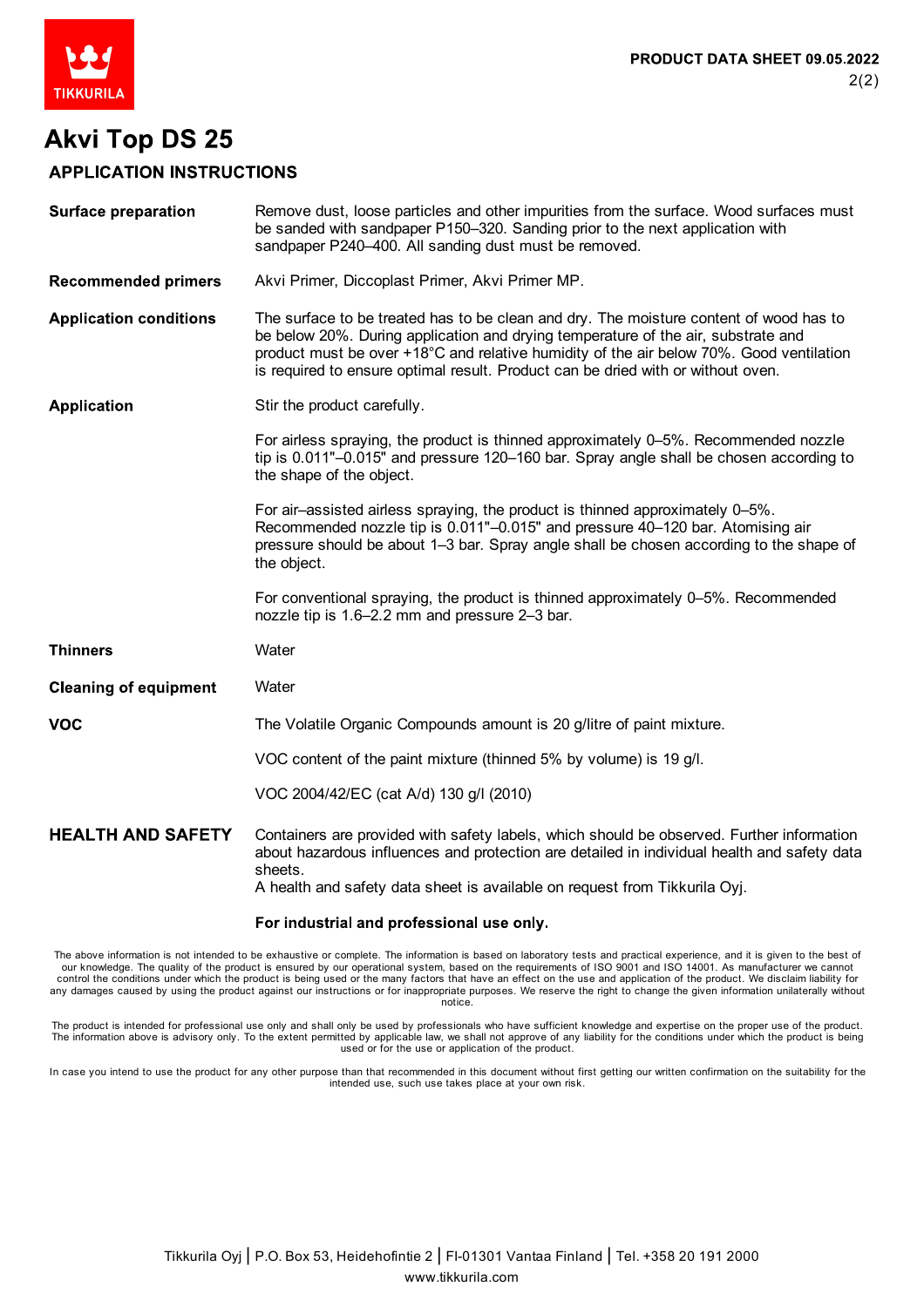# Akvi Top DS 25

## APPLICATION INSTRUCTIONS

| | |
|---|---|
| **Surface preparation** | Remove dust, loose particles and other impurities from the surface. Wood surfaces must be sanded with sandpaper P150–320. Sanding prior to the next application with sandpaper P240–400. All sanding dust must be removed. |
| **Recommended primers** | Akvi Primer, Diccoplast Primer, Akvi Primer MP. |
| **Application conditions** | The surface to be treated has to be clean and dry. The moisture content of wood has to be below 20%. During application and drying temperature of the air, substrate and product must be over +18°C and relative humidity of the air below 70%. Good ventilation is required to ensure optimal result. Product can be dried with or without oven. |
| **Application** | Stir the product carefully.<br><br>For airless spraying, the product is thinned approximately 0–5%. Recommended nozzle tip is 0.011"–0.015" and pressure 120–160 bar. Spray angle shall be chosen according to the shape of the object.<br><br>For air–assisted airless spraying, the product is thinned approximately 0–5%. Recommended nozzle tip is 0.011"–0.015" and pressure 40–120 bar. Atomising air pressure should be about 1–3 bar. Spray angle shall be chosen according to the shape of the object.<br><br>For conventional spraying, the product is thinned approximately 0–5%. Recommended nozzle tip is 1.6–2.2 mm and pressure 2–3 bar. |
| **Thinners** | Water |
| **Cleaning of equipment** | Water |
| **VOC** | The Volatile Organic Compounds amount is 20 g/litre of paint mixture.<br><br>VOC content of the paint mixture (thinned 5% by volume) is 19 g/l.<br><br>VOC 2004/42/EC (cat A/d) 130 g/l (2010) |

## HEALTH AND SAFETY

Containers are provided with safety labels, which should be observed. Further information about hazardous influences and protection are detailed in individual health and safety data sheets.
A health and safety data sheet is available on request from Tikkurila Oyj.

**For industrial and professional use only.**

The above information is not intended to be exhaustive or complete. The information is based on laboratory tests and practical experience, and it is given to the best of our knowledge. The quality of the product is ensured by our operational system, based on the requirements of ISO 9001 and ISO 14001. As manufacturer we cannot control the conditions under which the product is being used or the many factors that have an effect on the use and application of the product. We disclaim liability for any damages caused by using the product against our instructions or for inappropriate purposes. We reserve the right to change the given information unilaterally without notice.

The product is intended for professional use only and shall only be used by professionals who have sufficient knowledge and expertise on the proper use of the product. The information above is advisory only. To the extent permitted by applicable law, we shall not approve of any liability for the conditions under which the product is being used or for the use or application of the product.

In case you intend to use the product for any other purpose than that recommended in this document without first getting our written confirmation on the suitability for the intended use, such use takes place at your own risk.

Tikkurila Oyj | P.O. Box 53, Heidehofintie 2 | FI-01301 Vantaa Finland | Tel. +358 20 191 2000
www.tikkurila.com